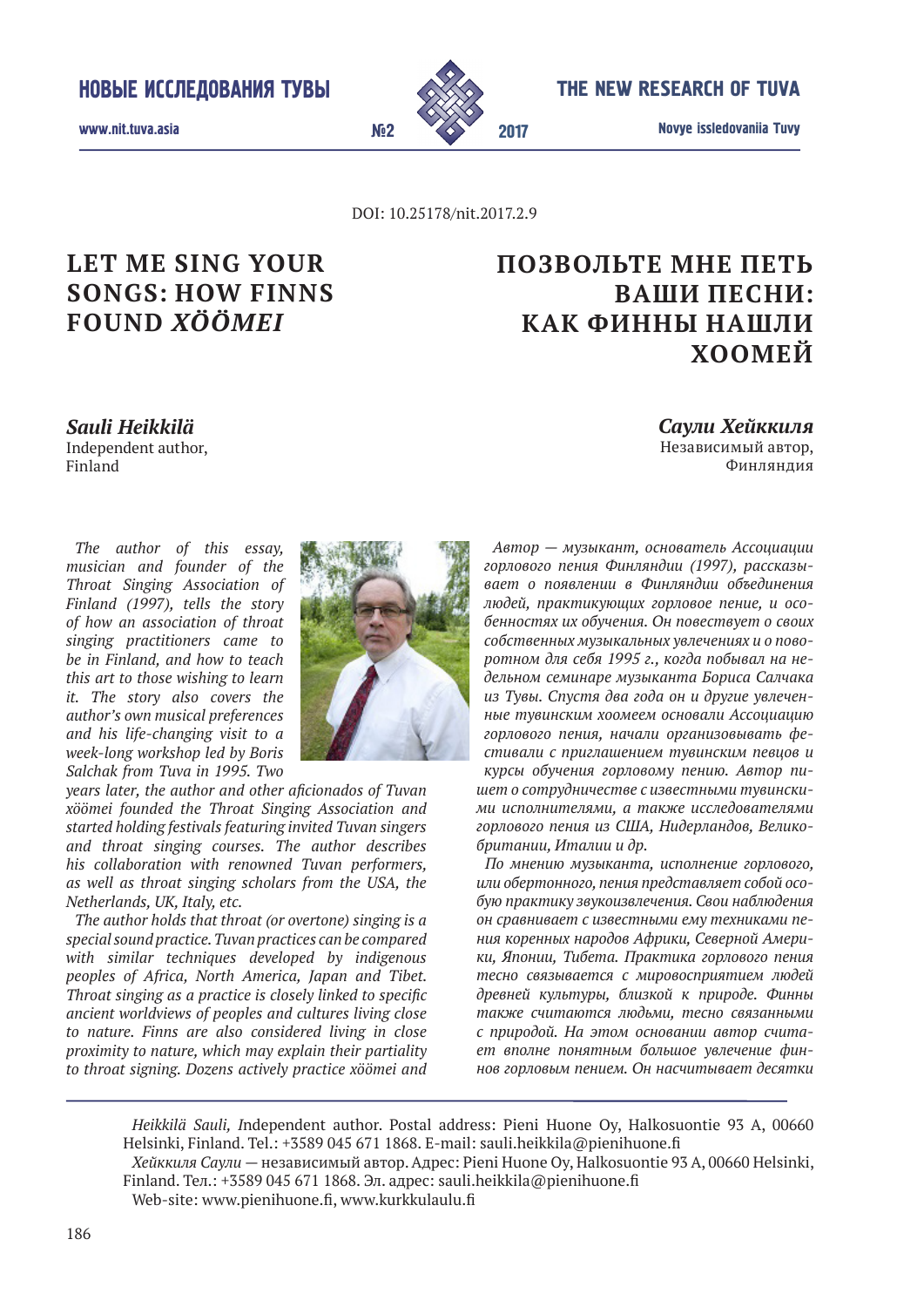DOI: 10.25178/nit.2017.2.9

# LET ME SING YOUR SONGS: HOW FINNS FOUND *XÖÖMEI*

***Sauli Heikkilä***
Independent author,
Finland

*The author of this essay, musician and founder of the Throat Singing Association of Finland (1997), tells the story of how an association of throat singing practitioners came to be in Finland, and how to teach this art to those wishing to learn it. The story also covers the author's own musical preferences and his life-changing visit to a week-long workshop led by Boris Salchak from Tuva in 1995. Two years later, the author and other aficionados of Tuvan xöömei founded the Throat Singing Association and started holding festivals featuring invited Tuvan singers and throat singing courses. The author describes his collaboration with renowned Tuvan performers, as well as throat singing scholars from the USA, the Netherlands, UK, Italy, etc.*

*The author holds that throat (or overtone) singing is a special sound practice. Tuvan practices can be compared with similar techniques developed by indigenous peoples of Africa, North America, Japan and Tibet. Throat singing as a practice is closely linked to specific ancient worldviews of peoples and cultures living close to nature. Finns are also considered living in close proximity to nature, which may explain their partiality to throat signing. Dozens actively practice xöömei and*

# ПОЗВОЛЬТЕ МНЕ ПЕТЬ ВАШИ ПЕСНИ: КАК ФИННЫ НАШЛИ ХООМЕЙ

***Саули Хейккиля***
Независимый автор,
Финляндия

*Автор — музыкант, основатель Ассоциации горлового пения Финляндии (1997), рассказывает о появлении в Финляндии объединения людей, практикующих горловое пение, и особенностях их обучения. Он повествует о своих собственных музыкальных увлечениях и о поворотном для себя 1995 г., когда побывал на недельном семинаре музыканта Бориса Салчака из Тувы. Спустя два года он и другие увлеченные тувинским хоомеем основали Ассоциацию горлового пения, начали организовывать фестивали с приглашением тувинским певцов и курсы обучения горловому пению. Автор пишет о сотрудничестве с известными тувинскими исполнителями, а также исследователями горлового пения из США, Нидерландов, Великобритании, Италии и др.*

*По мнению музыканта, исполнение горлового, или обертонного, пения представляет собой особую практику звукоизвлечения. Свои наблюдения он сравнивает с известными ему техниками пения коренных народов Африки, Северной Америки, Японии, Тибета. Практика горлового пения тесно связывается с мировосприятием людей древней культуры, близкой к природе. Финны также считаются людьми, тесно связанными с природой. На этом основании автор считает вполне понятным большое увлечение финнов горловым пением. Он насчитывает десятки*

---

*Heikkilä Sauli, I*ndependent author. Postal address: Pieni Huone Oy, Halkosuontie 93 A, 00660 Helsinki, Finland. Tel.: +3589 045 671 1868. E-mail: sauli.heikkila@pienihuone.fi

*Хейккиля Саули* — независимый автор. Адрес: Pieni Huone Oy, Halkosuontie 93 A, 00660 Helsinki, Finland. Тел.: +3589 045 671 1868. Эл. адрес: sauli.heikkila@pienihuone.fi

Web-site: www.pienihuone.fi, www.kurkkulaulu.fi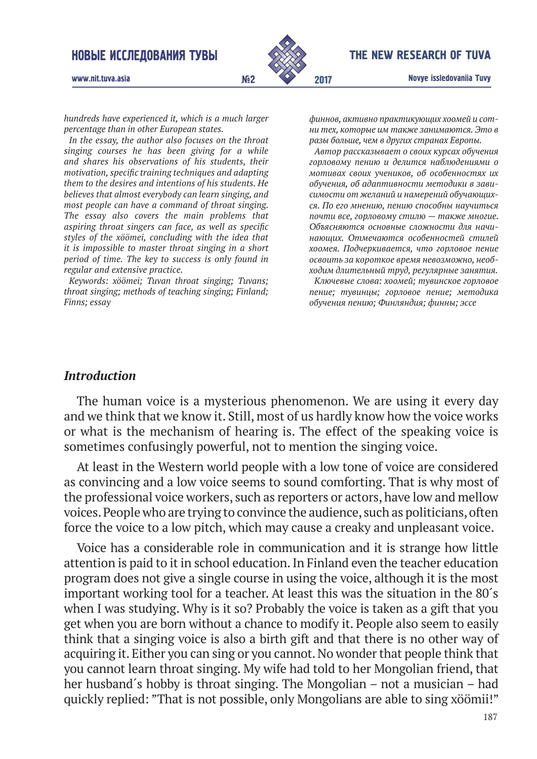*hundreds have experienced it, which is a much larger percentage than in other European states.*

*In the essay, the author also focuses on the throat singing courses he has been giving for a while and shares his observations of his students, their motivation, specific training techniques and adapting them to the desires and intentions of his students. He believes that almost everybody can learn singing, and most people can have a command of throat singing. The essay also covers the main problems that aspiring throat singers can face, as well as specific styles of the xöömei, concluding with the idea that it is impossible to master throat singing in a short period of time. The key to success is only found in regular and extensive practice.*

*Keywords: xöömei; Tuvan throat singing; Tuvans; throat singing; methods of teaching singing; Finland; Finns; essay*

*финнов, активно практикующих хоомей и сотни тех, которые им также занимаются. Это в разы больше, чем в других странах Европы.*

*Автор рассказывает о своих курсах обучения горловому пению и делится наблюдениями о мотивах своих учеников, об особенностях их обучения, об адаптивности методики в зависимости от желаний и намерений обучающихся. По его мнению, пению способны научиться почти все, горловому стилю — также многие. Объясняются основные сложности для начинающих. Отмечаются особенностей стилей хоомея. Подчеркивается, что горловое пение освоить за короткое время невозможно, необходим длительный труд, регулярные занятия.*

*Ключевые слова: хоомей; тувинское горловое пение; тувинцы; горловое пение; методика обучения пению; Финляндия; финны; эссе*

## *Introduction*

The human voice is a mysterious phenomenon. We are using it every day and we think that we know it. Still, most of us hardly know how the voice works or what is the mechanism of hearing is. The effect of the speaking voice is sometimes confusingly powerful, not to mention the singing voice.

At least in the Western world people with a low tone of voice are considered as convincing and a low voice seems to sound comforting. That is why most of the professional voice workers, such as reporters or actors, have low and mellow voices. People who are trying to convince the audience, such as politicians, often force the voice to a low pitch, which may cause a creaky and unpleasant voice.

Voice has a considerable role in communication and it is strange how little attention is paid to it in school education. In Finland even the teacher education program does not give a single course in using the voice, although it is the most important working tool for a teacher. At least this was the situation in the 80´s when I was studying. Why is it so? Probably the voice is taken as a gift that you get when you are born without a chance to modify it. People also seem to easily think that a singing voice is also a birth gift and that there is no other way of acquiring it. Either you can sing or you cannot. No wonder that people think that you cannot learn throat singing. My wife had told to her Mongolian friend, that her husband´s hobby is throat singing. The Mongolian – not a musician – had quickly replied: "That is not possible, only Mongolians are able to sing xöömii!"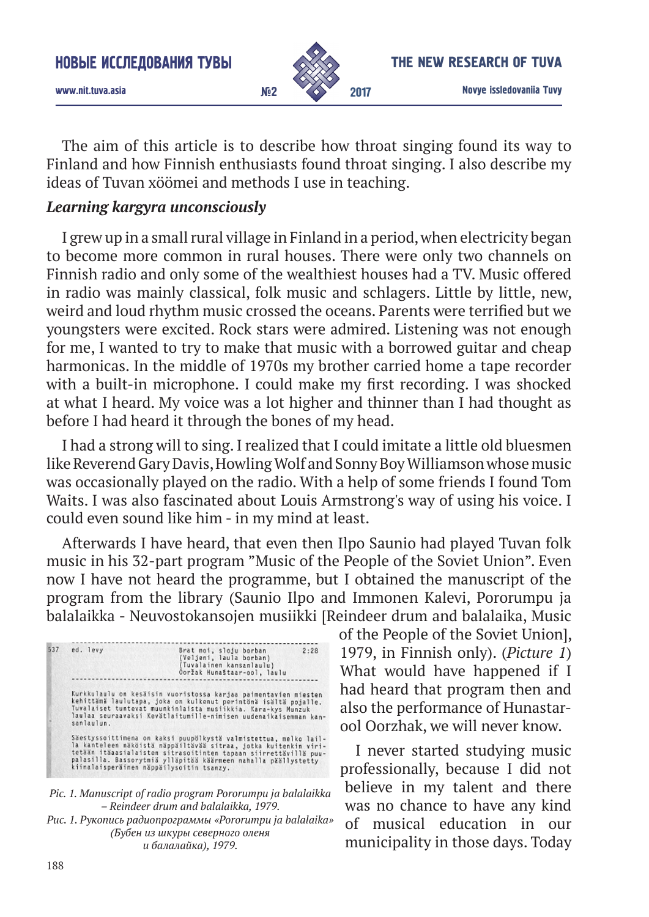The aim of this article is to describe how throat singing found its way to Finland and how Finnish enthusiasts found throat singing. I also describe my ideas of Tuvan xöömei and methods I use in teaching.

### *Learning kargyra unconsciously*

I grew up in a small rural village in Finland in a period, when electricity began to become more common in rural houses. There were only two channels on Finnish radio and only some of the wealthiest houses had a TV. Music offered in radio was mainly classical, folk music and schlagers. Little by little, new, weird and loud rhythm music crossed the oceans. Parents were terrified but we youngsters were excited. Rock stars were admired. Listening was not enough for me, I wanted to try to make that music with a borrowed guitar and cheap harmonicas. In the middle of 1970s my brother carried home a tape recorder with a built-in microphone. I could make my first recording. I was shocked at what I heard. My voice was a lot higher and thinner than I had thought as before I had heard it through the bones of my head.

I had a strong will to sing. I realized that I could imitate a little old bluesmen like Reverend Gary Davis, Howling Wolf and Sonny Boy Williamson whose music was occasionally played on the radio. With a help of some friends I found Tom Waits. I was also fascinated about Louis Armstrong's way of using his voice. I could even sound like him - in my mind at least.

Afterwards I have heard, that even then Ilpo Saunio had played Tuvan folk music in his 32-part program "Music of the People of the Soviet Union". Even now I have not heard the programme, but I obtained the manuscript of the program from the library (Saunio Ilpo and Immonen Kalevi, Pororumpu ja balalaikka - Neuvostokansojen musiikki [Reindeer drum and balalaika, Music of the People of the Soviet Union], 1979, in Finnish only). (*Picture 1*) What would have happened if I had heard that program then and also the performance of Hunastar-ool Oorzhak, we will never know.

*Pic. 1. Manuscript of radio program Pororumpu ja balalaikka – Reindeer drum and balalaikka, 1979.*
*Рис. 1. Рукопись радиопрограммы «Pororumpu ja balalaika» (Бубен из шкуры северного оленя и балалайка), 1979.*

I never started studying music professionally, because I did not believe in my talent and there was no chance to have any kind of musical education in our municipality in those days. Today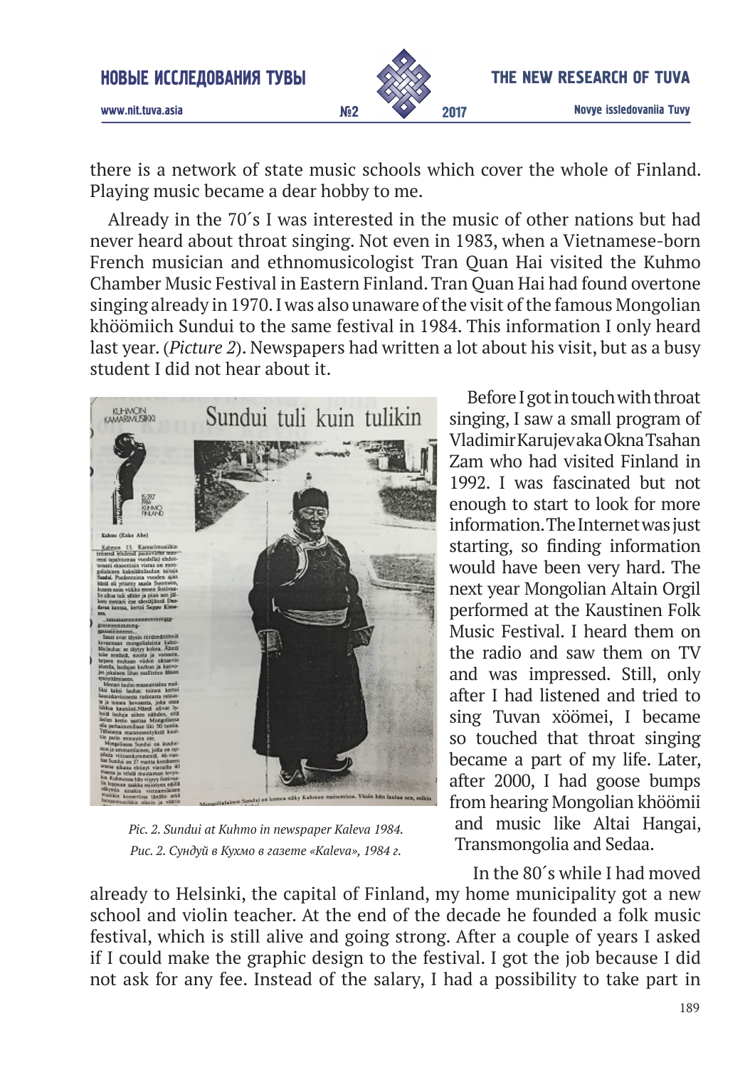there is a network of state music schools which cover the whole of Finland. Playing music became a dear hobby to me.

Already in the 70´s I was interested in the music of other nations but had never heard about throat singing. Not even in 1983, when a Vietnamese-born French musician and ethnomusicologist Tran Quan Hai visited the Kuhmo Chamber Music Festival in Eastern Finland. Tran Quan Hai had found overtone singing already in 1970. I was also unaware of the visit of the famous Mongolian khöömiich Sundui to the same festival in 1984. This information I only heard last year. (*Picture 2*). Newspapers had written a lot about his visit, but as a busy student I did not hear about it.

*Pic. 2. Sundui at Kuhmo in newspaper Kaleva 1984.*
*Рис. 2. Сундуй в Кухмо в газете «Kaleva», 1984 г.*

Before I got in touch with throat singing, I saw a small program of Vladimir Karujev aka Okna Tsahan Zam who had visited Finland in 1992. I was fascinated but not enough to start to look for more information. The Internet was just starting, so finding information would have been very hard. The next year Mongolian Altain Orgil performed at the Kaustinen Folk Music Festival. I heard them on the radio and saw them on TV and was impressed. Still, only after I had listened and tried to sing Tuvan xöömei, I became so touched that throat singing became a part of my life. Later, after 2000, I had goose bumps from hearing Mongolian khöömii and music like Altai Hangai, Transmongolia and Sedaa.

In the 80´s while I had moved already to Helsinki, the capital of Finland, my home municipality got a new school and violin teacher. At the end of the decade he founded a folk music festival, which is still alive and going strong. After a couple of years I asked if I could make the graphic design to the festival. I got the job because I did not ask for any fee. Instead of the salary, I had a possibility to take part in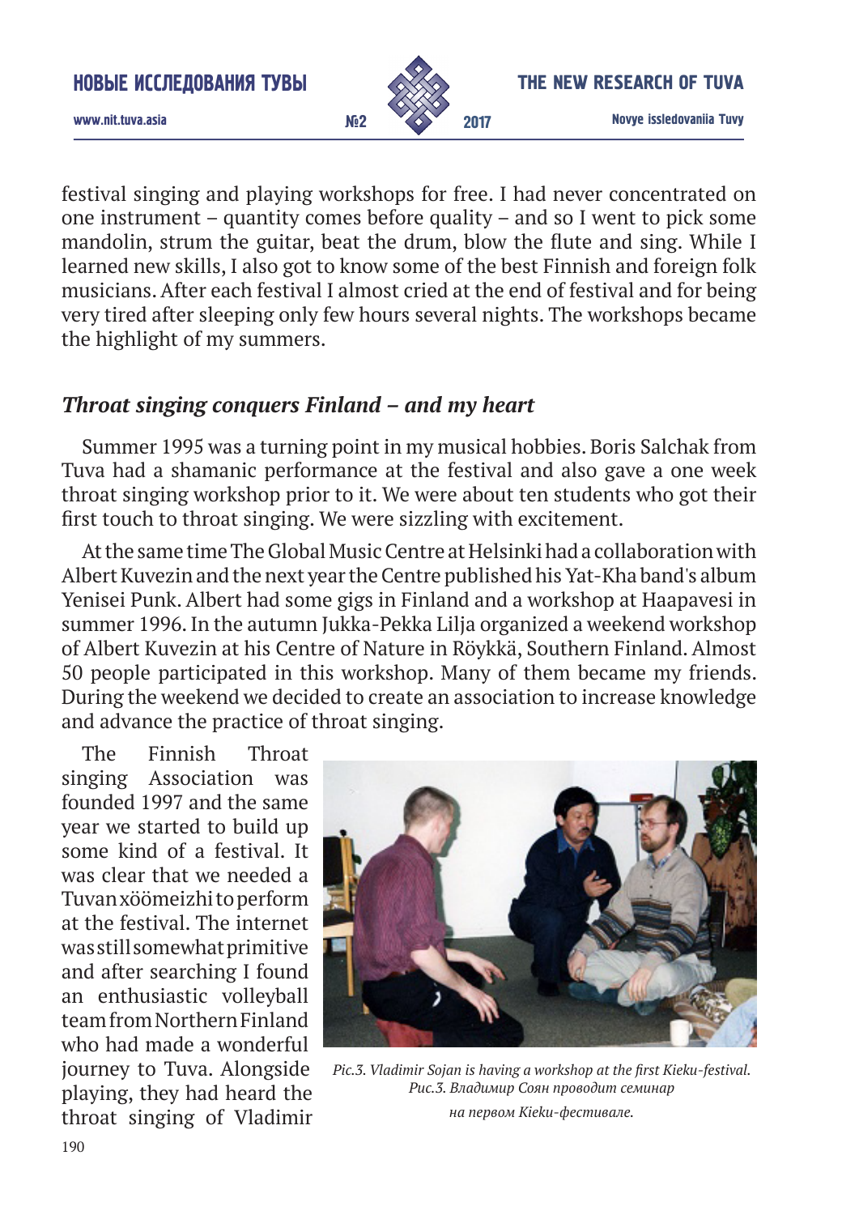festival singing and playing workshops for free. I had never concentrated on one instrument – quantity comes before quality – and so I went to pick some mandolin, strum the guitar, beat the drum, blow the flute and sing. While I learned new skills, I also got to know some of the best Finnish and foreign folk musicians. After each festival I almost cried at the end of festival and for being very tired after sleeping only few hours several nights. The workshops became the highlight of my summers.

## *Throat singing conquers Finland – and my heart*

Summer 1995 was a turning point in my musical hobbies. Boris Salchak from Tuva had a shamanic performance at the festival and also gave a one week throat singing workshop prior to it. We were about ten students who got their first touch to throat singing. We were sizzling with excitement.

At the same time The Global Music Centre at Helsinki had a collaboration with Albert Kuvezin and the next year the Centre published his Yat-Kha band's album Yenisei Punk. Albert had some gigs in Finland and a workshop at Haapavesi in summer 1996. In the autumn Jukka-Pekka Lilja organized a weekend workshop of Albert Kuvezin at his Centre of Nature in Röykkä, Southern Finland. Almost 50 people participated in this workshop. Many of them became my friends. During the weekend we decided to create an association to increase knowledge and advance the practice of throat singing.

The Finnish Throat singing Association was founded 1997 and the same year we started to build up some kind of a festival. It was clear that we needed a Tuvan xöömeizhi to perform at the festival. The internet was still somewhat primitive and after searching I found an enthusiastic volleyball team from Northern Finland who had made a wonderful journey to Tuva. Alongside playing, they had heard the throat singing of Vladimir

*Pic.3. Vladimir Sojan is having a workshop at the first Kieku-festival.*
*Рис.3. Владимир Соян проводит семинар на первом Kieku-фестивале.*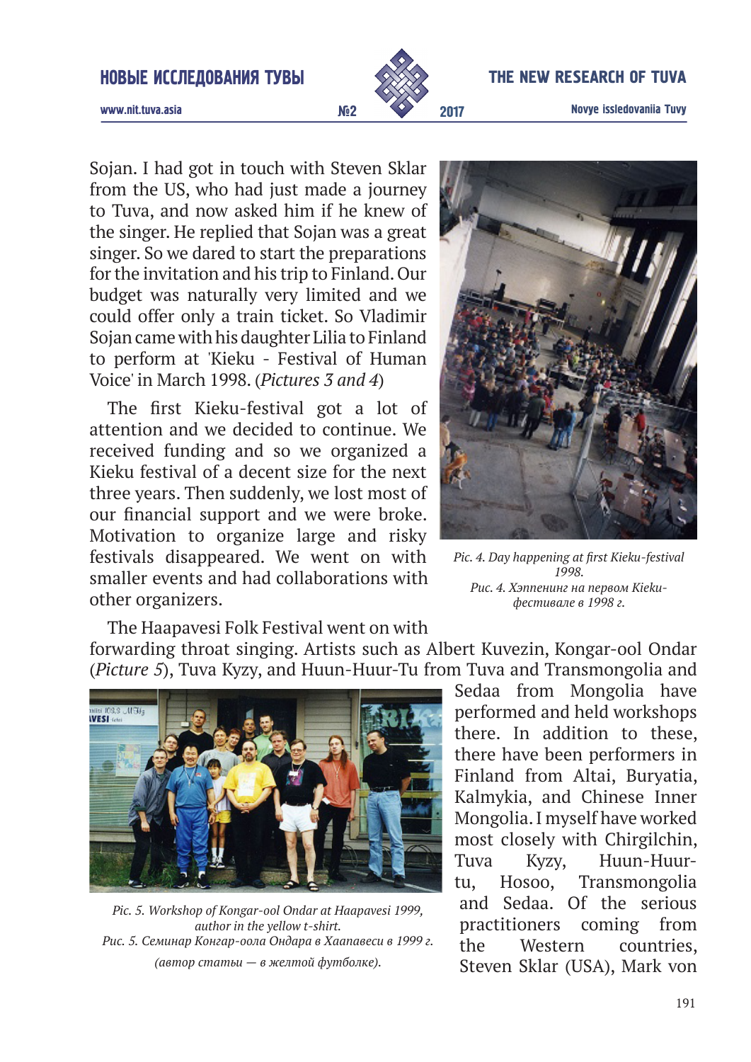Sojan. I had got in touch with Steven Sklar from the US, who had just made a journey to Tuva, and now asked him if he knew of the singer. He replied that Sojan was a great singer. So we dared to start the preparations for the invitation and his trip to Finland. Our budget was naturally very limited and we could offer only a train ticket. So Vladimir Sojan came with his daughter Lilia to Finland to perform at 'Kieku - Festival of Human Voice' in March 1998. (*Pictures 3 and 4*)

The first Kieku-festival got a lot of attention and we decided to continue. We received funding and so we organized a Kieku festival of a decent size for the next three years. Then suddenly, we lost most of our financial support and we were broke. Motivation to organize large and risky festivals disappeared. We went on with smaller events and had collaborations with other organizers.

*Pic. 4. Day happening at first Kieku-festival 1998.*
*Рис. 4. Хэппенинг на первом Kieku-фестивале в 1998 г.*

The Haapavesi Folk Festival went on with forwarding throat singing. Artists such as Albert Kuvezin, Kongar-ool Ondar (*Picture 5*), Tuva Kyzy, and Huun-Huur-Tu from Tuva and Transmongolia and Sedaa from Mongolia have performed and held workshops there. In addition to these, there have been performers in Finland from Altai, Buryatia, Kalmykia, and Chinese Inner Mongolia. I myself have worked most closely with Chirgilchin, Tuva Kyzy, Huun-Huur-tu, Hosoo, Transmongolia and Sedaa. Of the serious practitioners coming from the Western countries, Steven Sklar (USA), Mark von

*Pic. 5. Workshop of Kongar-ool Ondar at Haapavesi 1999, author in the yellow t-shirt.*
*Рис. 5. Семинар Конгар-оола Ондара в Хаапавеси в 1999 г. (автор статьи — в желтой футболке).*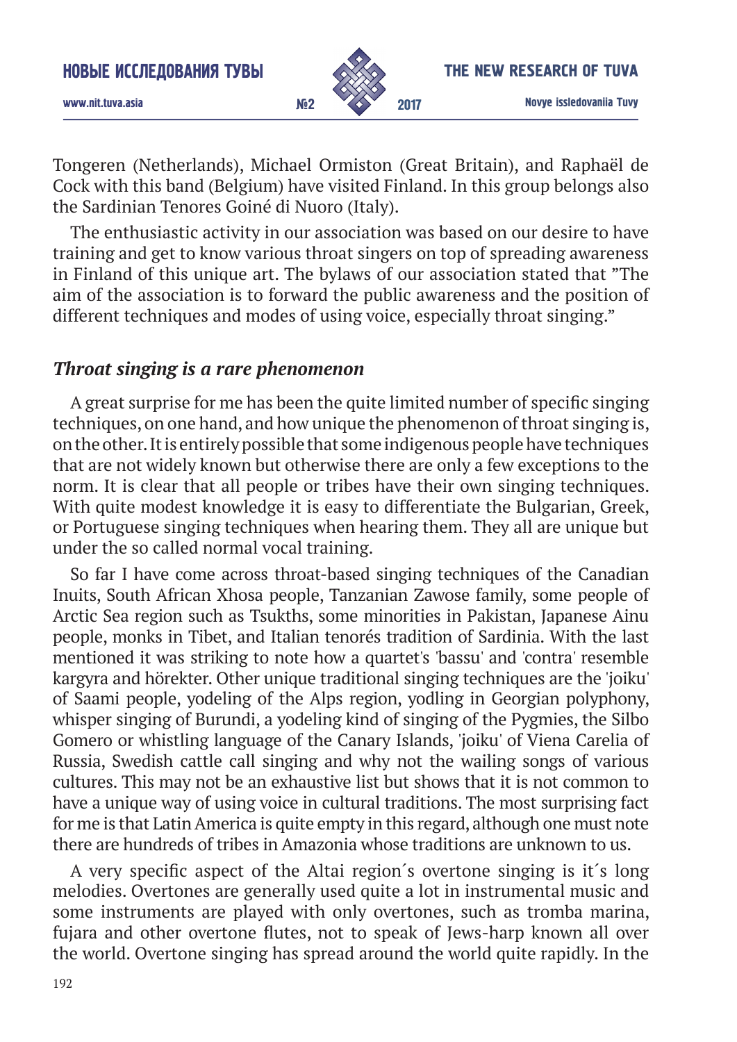Tongeren (Netherlands), Michael Ormiston (Great Britain), and Raphaël de Cock with this band (Belgium) have visited Finland. In this group belongs also the Sardinian Tenores Goiné di Nuoro (Italy).

The enthusiastic activity in our association was based on our desire to have training and get to know various throat singers on top of spreading awareness in Finland of this unique art. The bylaws of our association stated that "The aim of the association is to forward the public awareness and the position of different techniques and modes of using voice, especially throat singing."

## *Throat singing is a rare phenomenon*

A great surprise for me has been the quite limited number of specific singing techniques, on one hand, and how unique the phenomenon of throat singing is, on the other. It is entirely possible that some indigenous people have techniques that are not widely known but otherwise there are only a few exceptions to the norm. It is clear that all people or tribes have their own singing techniques. With quite modest knowledge it is easy to differentiate the Bulgarian, Greek, or Portuguese singing techniques when hearing them. They all are unique but under the so called normal vocal training.

So far I have come across throat-based singing techniques of the Canadian Inuits, South African Xhosa people, Tanzanian Zawose family, some people of Arctic Sea region such as Tsukths, some minorities in Pakistan, Japanese Ainu people, monks in Tibet, and Italian tenorés tradition of Sardinia. With the last mentioned it was striking to note how a quartet's 'bassu' and 'contra' resemble kargyra and hörekter. Other unique traditional singing techniques are the 'joiku' of Saami people, yodeling of the Alps region, yodling in Georgian polyphony, whisper singing of Burundi, a yodeling kind of singing of the Pygmies, the Silbo Gomero or whistling language of the Canary Islands, 'joiku' of Viena Carelia of Russia, Swedish cattle call singing and why not the wailing songs of various cultures. This may not be an exhaustive list but shows that it is not common to have a unique way of using voice in cultural traditions. The most surprising fact for me is that Latin America is quite empty in this regard, although one must note there are hundreds of tribes in Amazonia whose traditions are unknown to us.

A very specific aspect of the Altai region´s overtone singing is it´s long melodies. Overtones are generally used quite a lot in instrumental music and some instruments are played with only overtones, such as tromba marina, fujara and other overtone flutes, not to speak of Jews-harp known all over the world. Overtone singing has spread around the world quite rapidly. In the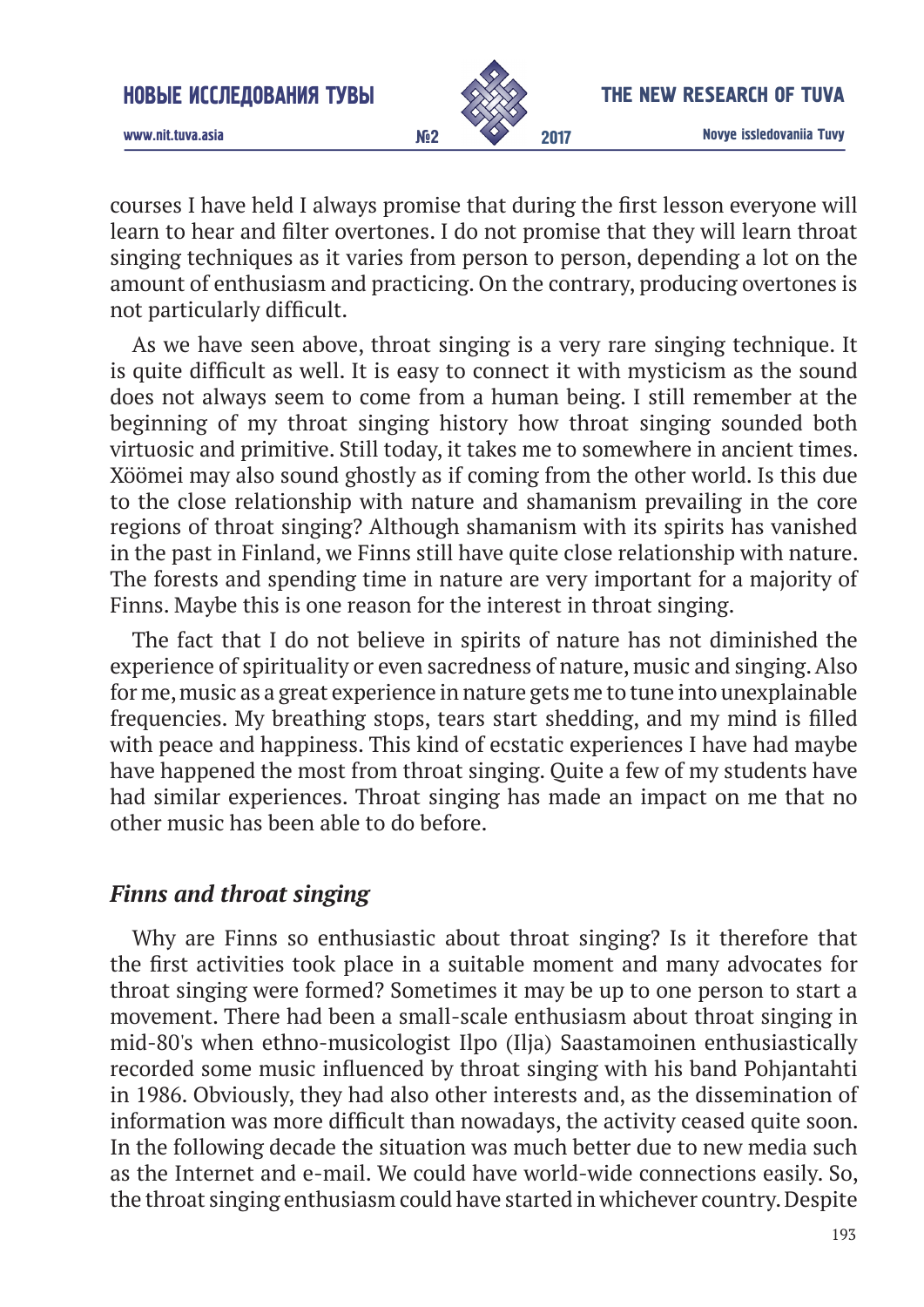courses I have held I always promise that during the first lesson everyone will learn to hear and filter overtones. I do not promise that they will learn throat singing techniques as it varies from person to person, depending a lot on the amount of enthusiasm and practicing. On the contrary, producing overtones is not particularly difficult.

As we have seen above, throat singing is a very rare singing technique. It is quite difficult as well. It is easy to connect it with mysticism as the sound does not always seem to come from a human being. I still remember at the beginning of my throat singing history how throat singing sounded both virtuosic and primitive. Still today, it takes me to somewhere in ancient times. Xöömei may also sound ghostly as if coming from the other world. Is this due to the close relationship with nature and shamanism prevailing in the core regions of throat singing? Although shamanism with its spirits has vanished in the past in Finland, we Finns still have quite close relationship with nature. The forests and spending time in nature are very important for a majority of Finns. Maybe this is one reason for the interest in throat singing.

The fact that I do not believe in spirits of nature has not diminished the experience of spirituality or even sacredness of nature, music and singing. Also for me, music as a great experience in nature gets me to tune into unexplainable frequencies. My breathing stops, tears start shedding, and my mind is filled with peace and happiness. This kind of ecstatic experiences I have had maybe have happened the most from throat singing. Quite a few of my students have had similar experiences. Throat singing has made an impact on me that no other music has been able to do before.

## *Finns and throat singing*

Why are Finns so enthusiastic about throat singing? Is it therefore that the first activities took place in a suitable moment and many advocates for throat singing were formed? Sometimes it may be up to one person to start a movement. There had been a small-scale enthusiasm about throat singing in mid-80's when ethno-musicologist Ilpo (Ilja) Saastamoinen enthusiastically recorded some music influenced by throat singing with his band Pohjantahti in 1986. Obviously, they had also other interests and, as the dissemination of information was more difficult than nowadays, the activity ceased quite soon. In the following decade the situation was much better due to new media such as the Internet and e-mail. We could have world-wide connections easily. So, the throat singing enthusiasm could have started in whichever country. Despite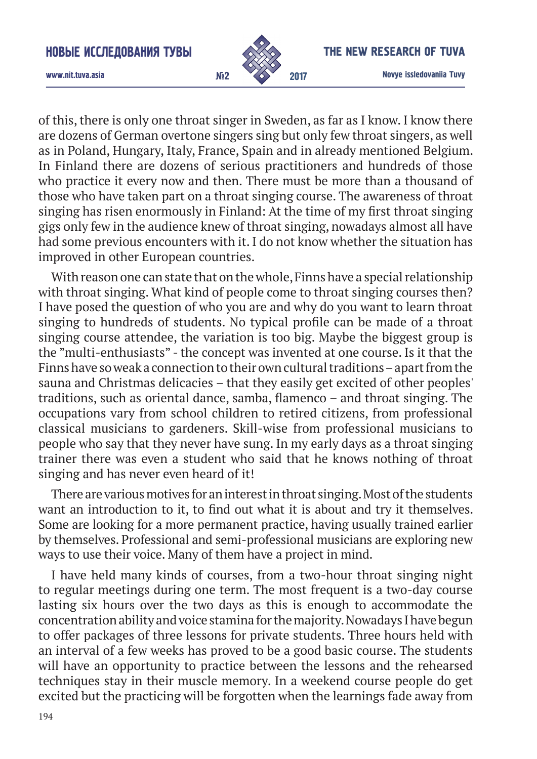of this, there is only one throat singer in Sweden, as far as I know. I know there are dozens of German overtone singers sing but only few throat singers, as well as in Poland, Hungary, Italy, France, Spain and in already mentioned Belgium. In Finland there are dozens of serious practitioners and hundreds of those who practice it every now and then. There must be more than a thousand of those who have taken part on a throat singing course. The awareness of throat singing has risen enormously in Finland: At the time of my first throat singing gigs only few in the audience knew of throat singing, nowadays almost all have had some previous encounters with it. I do not know whether the situation has improved in other European countries.

With reason one can state that on the whole, Finns have a special relationship with throat singing. What kind of people come to throat singing courses then? I have posed the question of who you are and why do you want to learn throat singing to hundreds of students. No typical profile can be made of a throat singing course attendee, the variation is too big. Maybe the biggest group is the "multi-enthusiasts" - the concept was invented at one course. Is it that the Finns have so weak a connection to their own cultural traditions – apart from the sauna and Christmas delicacies – that they easily get excited of other peoples' traditions, such as oriental dance, samba, flamenco – and throat singing. The occupations vary from school children to retired citizens, from professional classical musicians to gardeners. Skill-wise from professional musicians to people who say that they never have sung. In my early days as a throat singing trainer there was even a student who said that he knows nothing of throat singing and has never even heard of it!

There are various motives for an interest in throat singing. Most of the students want an introduction to it, to find out what it is about and try it themselves. Some are looking for a more permanent practice, having usually trained earlier by themselves. Professional and semi-professional musicians are exploring new ways to use their voice. Many of them have a project in mind.

I have held many kinds of courses, from a two-hour throat singing night to regular meetings during one term. The most frequent is a two-day course lasting six hours over the two days as this is enough to accommodate the concentration ability and voice stamina for the majority. Nowadays I have begun to offer packages of three lessons for private students. Three hours held with an interval of a few weeks has proved to be a good basic course. The students will have an opportunity to practice between the lessons and the rehearsed techniques stay in their muscle memory. In a weekend course people do get excited but the practicing will be forgotten when the learnings fade away from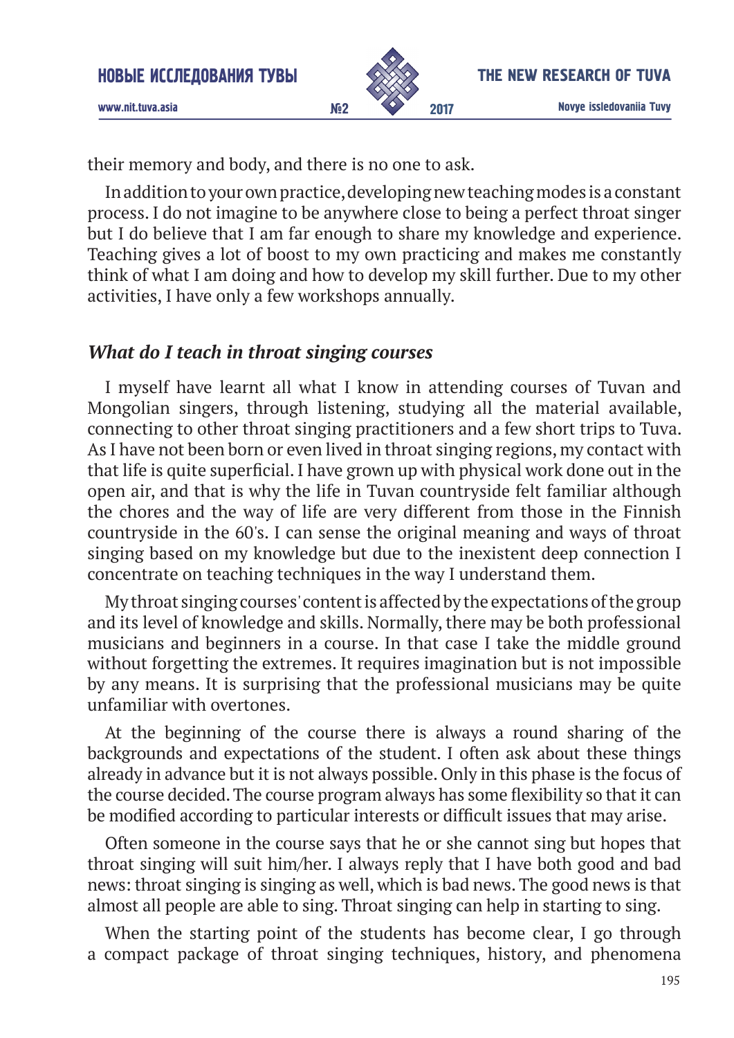their memory and body, and there is no one to ask.

In addition to your own practice, developing new teaching modes is a constant process. I do not imagine to be anywhere close to being a perfect throat singer but I do believe that I am far enough to share my knowledge and experience. Teaching gives a lot of boost to my own practicing and makes me constantly think of what I am doing and how to develop my skill further. Due to my other activities, I have only a few workshops annually.

## *What do I teach in throat singing courses*

I myself have learnt all what I know in attending courses of Tuvan and Mongolian singers, through listening, studying all the material available, connecting to other throat singing practitioners and a few short trips to Tuva. As I have not been born or even lived in throat singing regions, my contact with that life is quite superficial. I have grown up with physical work done out in the open air, and that is why the life in Tuvan countryside felt familiar although the chores and the way of life are very different from those in the Finnish countryside in the 60's. I can sense the original meaning and ways of throat singing based on my knowledge but due to the inexistent deep connection I concentrate on teaching techniques in the way I understand them.

My throat singing courses' content is affected by the expectations of the group and its level of knowledge and skills. Normally, there may be both professional musicians and beginners in a course. In that case I take the middle ground without forgetting the extremes. It requires imagination but is not impossible by any means. It is surprising that the professional musicians may be quite unfamiliar with overtones.

At the beginning of the course there is always a round sharing of the backgrounds and expectations of the student. I often ask about these things already in advance but it is not always possible. Only in this phase is the focus of the course decided. The course program always has some flexibility so that it can be modified according to particular interests or difficult issues that may arise.

Often someone in the course says that he or she cannot sing but hopes that throat singing will suit him/her. I always reply that I have both good and bad news: throat singing is singing as well, which is bad news. The good news is that almost all people are able to sing. Throat singing can help in starting to sing.

When the starting point of the students has become clear, I go through a compact package of throat singing techniques, history, and phenomena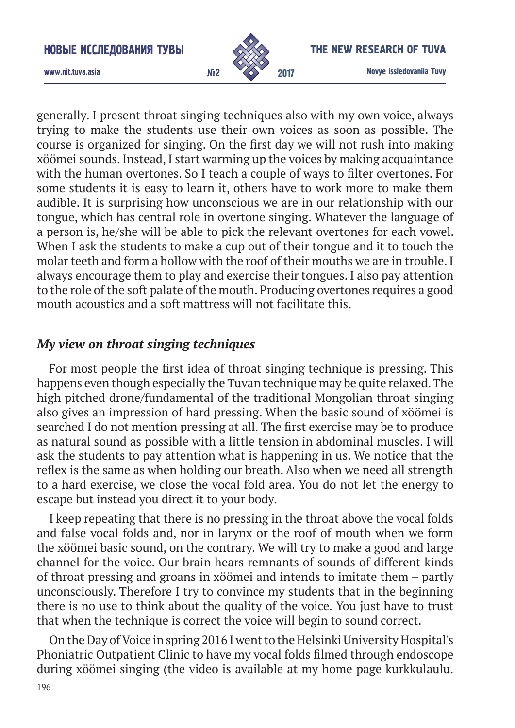generally. I present throat singing techniques also with my own voice, always trying to make the students use their own voices as soon as possible. The course is organized for singing. On the first day we will not rush into making xöömei sounds. Instead, I start warming up the voices by making acquaintance with the human overtones. So I teach a couple of ways to filter overtones. For some students it is easy to learn it, others have to work more to make them audible. It is surprising how unconscious we are in our relationship with our tongue, which has central role in overtone singing. Whatever the language of a person is, he/she will be able to pick the relevant overtones for each vowel. When I ask the students to make a cup out of their tongue and it to touch the molar teeth and form a hollow with the roof of their mouths we are in trouble. I always encourage them to play and exercise their tongues. I also pay attention to the role of the soft palate of the mouth. Producing overtones requires a good mouth acoustics and a soft mattress will not facilitate this.

### *My view on throat singing techniques*

For most people the first idea of throat singing technique is pressing. This happens even though especially the Tuvan technique may be quite relaxed. The high pitched drone/fundamental of the traditional Mongolian throat singing also gives an impression of hard pressing. When the basic sound of xöömei is searched I do not mention pressing at all. The first exercise may be to produce as natural sound as possible with a little tension in abdominal muscles. I will ask the students to pay attention what is happening in us. We notice that the reflex is the same as when holding our breath. Also when we need all strength to a hard exercise, we close the vocal fold area. You do not let the energy to escape but instead you direct it to your body.

I keep repeating that there is no pressing in the throat above the vocal folds and false vocal folds and, nor in larynx or the roof of mouth when we form the xöömei basic sound, on the contrary. We will try to make a good and large channel for the voice. Our brain hears remnants of sounds of different kinds of throat pressing and groans in xöömei and intends to imitate them – partly unconsciously. Therefore I try to convince my students that in the beginning there is no use to think about the quality of the voice. You just have to trust that when the technique is correct the voice will begin to sound correct.

On the Day of Voice in spring 2016 I went to the Helsinki University Hospital's Phoniatric Outpatient Clinic to have my vocal folds filmed through endoscope during xöömei singing (the video is available at my home page kurkkulaulu.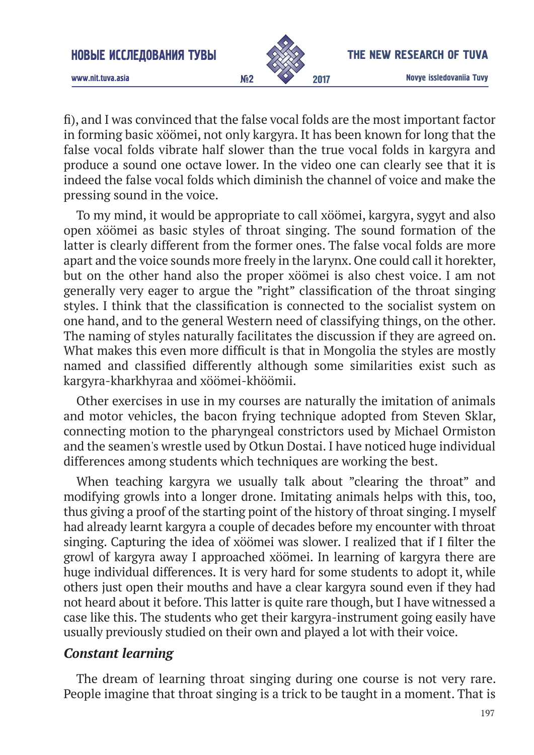fi), and I was convinced that the false vocal folds are the most important factor in forming basic xöömei, not only kargyra. It has been known for long that the false vocal folds vibrate half slower than the true vocal folds in kargyra and produce a sound one octave lower. In the video one can clearly see that it is indeed the false vocal folds which diminish the channel of voice and make the pressing sound in the voice.

To my mind, it would be appropriate to call xöömei, kargyra, sygyt and also open xöömei as basic styles of throat singing. The sound formation of the latter is clearly different from the former ones. The false vocal folds are more apart and the voice sounds more freely in the larynx. One could call it horekter, but on the other hand also the proper xöömei is also chest voice. I am not generally very eager to argue the ”right” classification of the throat singing styles. I think that the classification is connected to the socialist system on one hand, and to the general Western need of classifying things, on the other. The naming of styles naturally facilitates the discussion if they are agreed on. What makes this even more difficult is that in Mongolia the styles are mostly named and classified differently although some similarities exist such as kargyra-kharkhyraa and xöömei-khöömii.

Other exercises in use in my courses are naturally the imitation of animals and motor vehicles, the bacon frying technique adopted from Steven Sklar, connecting motion to the pharyngeal constrictors used by Michael Ormiston and the seamen's wrestle used by Otkun Dostai. I have noticed huge individual differences among students which techniques are working the best.

When teaching kargyra we usually talk about ”clearing the throat” and modifying growls into a longer drone. Imitating animals helps with this, too, thus giving a proof of the starting point of the history of throat singing. I myself had already learnt kargyra a couple of decades before my encounter with throat singing. Capturing the idea of xöömei was slower. I realized that if I filter the growl of kargyra away I approached xöömei. In learning of kargyra there are huge individual differences. It is very hard for some students to adopt it, while others just open their mouths and have a clear kargyra sound even if they had not heard about it before. This latter is quite rare though, but I have witnessed a case like this. The students who get their kargyra-instrument going easily have usually previously studied on their own and played a lot with their voice.

### *Constant learning*

The dream of learning throat singing during one course is not very rare. People imagine that throat singing is a trick to be taught in a moment. That is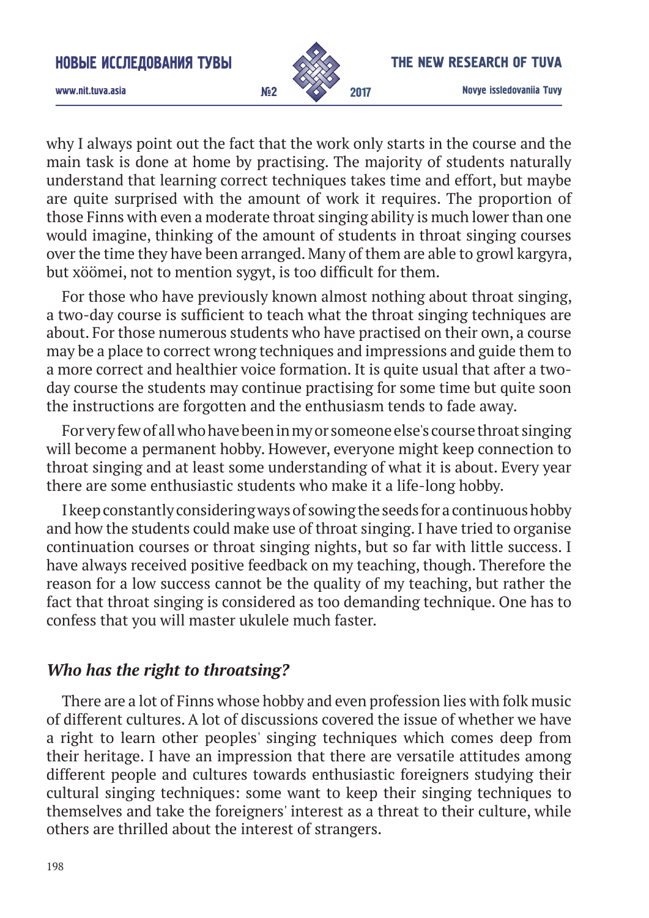why I always point out the fact that the work only starts in the course and the main task is done at home by practising. The majority of students naturally understand that learning correct techniques takes time and effort, but maybe are quite surprised with the amount of work it requires. The proportion of those Finns with even a moderate throat singing ability is much lower than one would imagine, thinking of the amount of students in throat singing courses over the time they have been arranged. Many of them are able to growl kargyra, but xöömei, not to mention sygyt, is too difficult for them.

For those who have previously known almost nothing about throat singing, a two-day course is sufficient to teach what the throat singing techniques are about. For those numerous students who have practised on their own, a course may be a place to correct wrong techniques and impressions and guide them to a more correct and healthier voice formation. It is quite usual that after a two-day course the students may continue practising for some time but quite soon the instructions are forgotten and the enthusiasm tends to fade away.

For very few of all who have been in my or someone else's course throat singing will become a permanent hobby. However, everyone might keep connection to throat singing and at least some understanding of what it is about. Every year there are some enthusiastic students who make it a life-long hobby.

I keep constantly considering ways of sowing the seeds for a continuous hobby and how the students could make use of throat singing. I have tried to organise continuation courses or throat singing nights, but so far with little success. I have always received positive feedback on my teaching, though. Therefore the reason for a low success cannot be the quality of my teaching, but rather the fact that throat singing is considered as too demanding technique. One has to confess that you will master ukulele much faster.

### *Who has the right to throatsing?*

There are a lot of Finns whose hobby and even profession lies with folk music of different cultures. A lot of discussions covered the issue of whether we have a right to learn other peoples' singing techniques which comes deep from their heritage. I have an impression that there are versatile attitudes among different people and cultures towards enthusiastic foreigners studying their cultural singing techniques: some want to keep their singing techniques to themselves and take the foreigners' interest as a threat to their culture, while others are thrilled about the interest of strangers.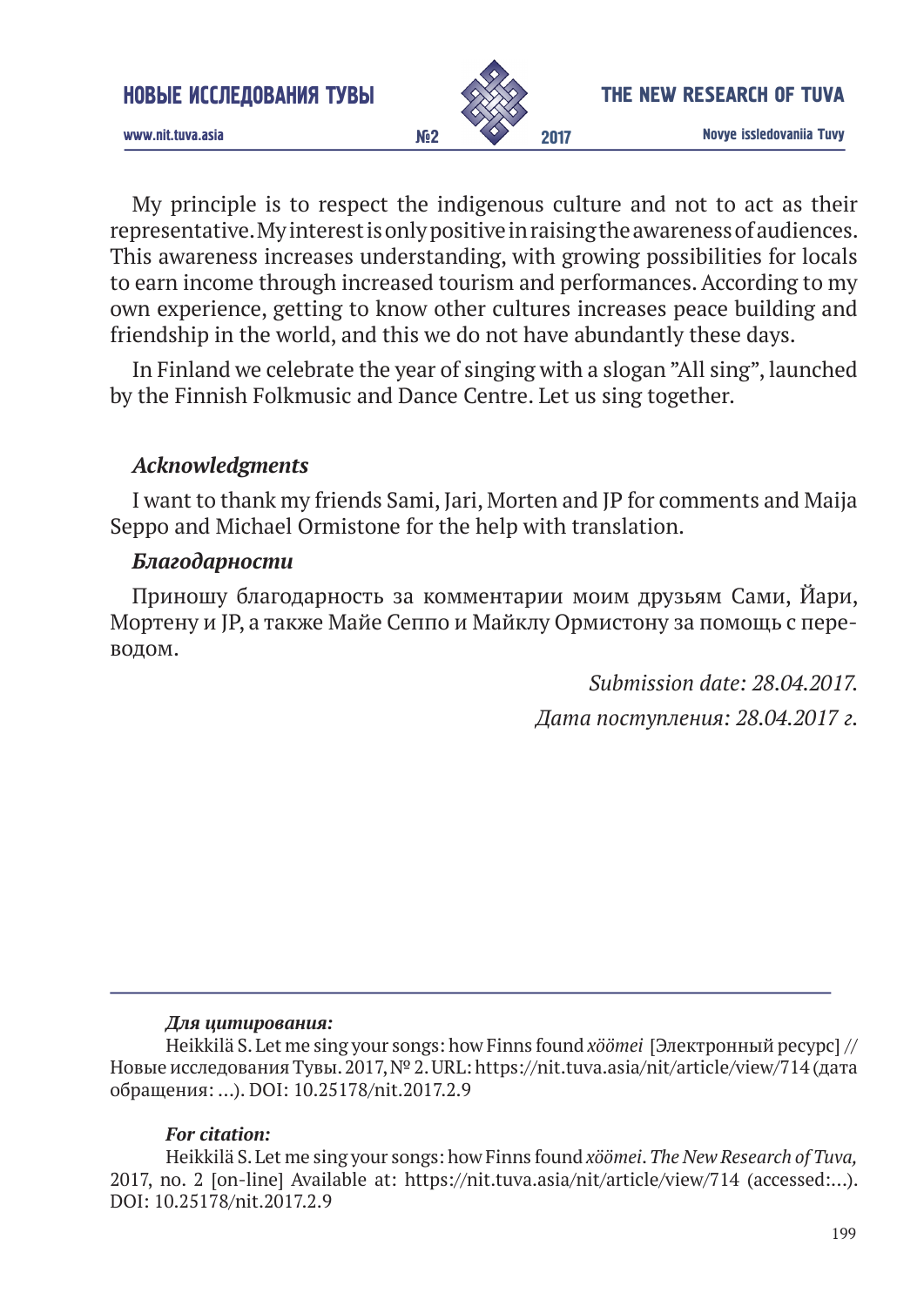My principle is to respect the indigenous culture and not to act as their representative. My interest is only positive in raising the awareness of audiences. This awareness increases understanding, with growing possibilities for locals to earn income through increased tourism and performances. According to my own experience, getting to know other cultures increases peace building and friendship in the world, and this we do not have abundantly these days.

In Finland we celebrate the year of singing with a slogan ”All sing”, launched by the Finnish Folkmusic and Dance Centre. Let us sing together.

### *Acknowledgments*

I want to thank my friends Sami, Jari, Morten and JP for comments and Maija Seppo and Michael Ormistone for the help with translation.

### *Благодарности*

Приношу благодарность за комментарии моим друзьям Сами, Йари, Мортену и JP, а также Майе Сеппо и Майклу Ормистону за помощь с переводом.

*Submission date: 28.04.2017.*

*Дата поступления: 28.04.2017 г.*

---

***Для цитирования:***

Heikkilä S. Let me sing your songs: how Finns found *xöömei* [Электронный ресурс] // Новые исследования Тувы. 2017, № 2. URL: https://nit.tuva.asia/nit/article/view/714 (дата обращения: ...). DOI: 10.25178/nit.2017.2.9

***For citation:***

Heikkilä S. Let me sing your songs: how Finns found *xöömei*. *The New Research of Tuva,* 2017, no. 2 [on-line] Available at: https://nit.tuva.asia/nit/article/view/714 (accessed:...). DOI: 10.25178/nit.2017.2.9